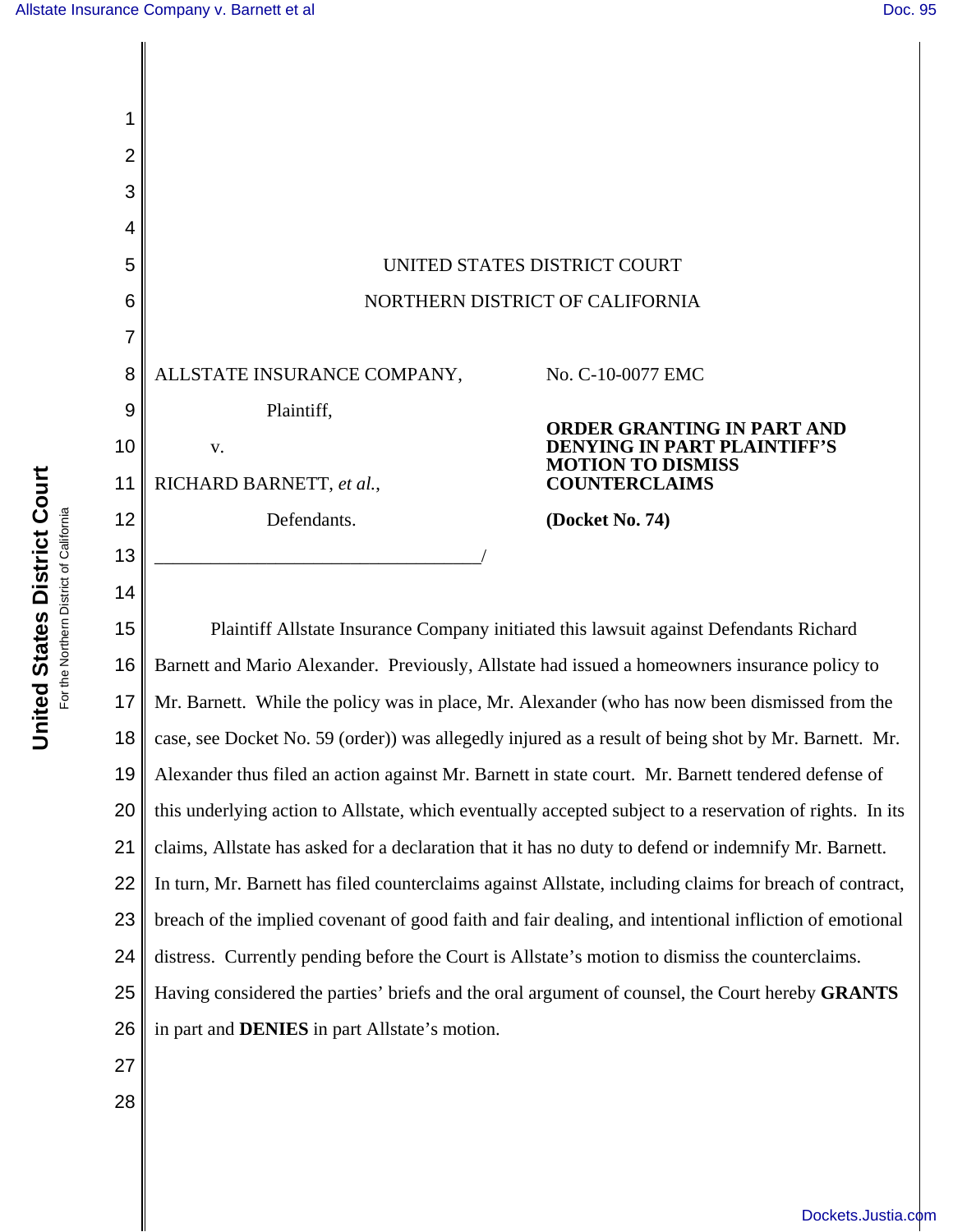UNITED STATES DISTRICT COURT

NORTHERN DISTRICT OF CALIFORNIA

ALLSTATE INSURANCE COMPANY,

Plaintiff,

v.

RICHARD BARNETT, *et al.*,

Defendants.

___________________________________/

No. C-10-0077 EMC

**ORDER GRANTING IN PART AND DENYING IN PART PLAINTIFF'S MOTION TO DISMISS COUNTERCLAIMS**

**(Docket No. 74)**

Plaintiff Allstate Insurance Company initiated this lawsuit against Defendants Richard Barnett and Mario Alexander. Previously, Allstate had issued a homeowners insurance policy to Mr. Barnett. While the policy was in place, Mr. Alexander (who has now been dismissed from the case, see Docket No. 59 (order)) was allegedly injured as a result of being shot by Mr. Barnett. Mr. Alexander thus filed an action against Mr. Barnett in state court. Mr. Barnett tendered defense of this underlying action to Allstate, which eventually accepted subject to a reservation of rights. In its claims, Allstate has asked for a declaration that it has no duty to defend or indemnify Mr. Barnett. In turn, Mr. Barnett has filed counterclaims against Allstate, including claims for breach of contract, breach of the implied covenant of good faith and fair dealing, and intentional infliction of emotional distress. Currently pending before the Court is Allstate's motion to dismiss the counterclaims. Having considered the parties' briefs and the oral argument of counsel, the Court hereby **GRANTS** in part and **DENIES** in part Allstate's motion.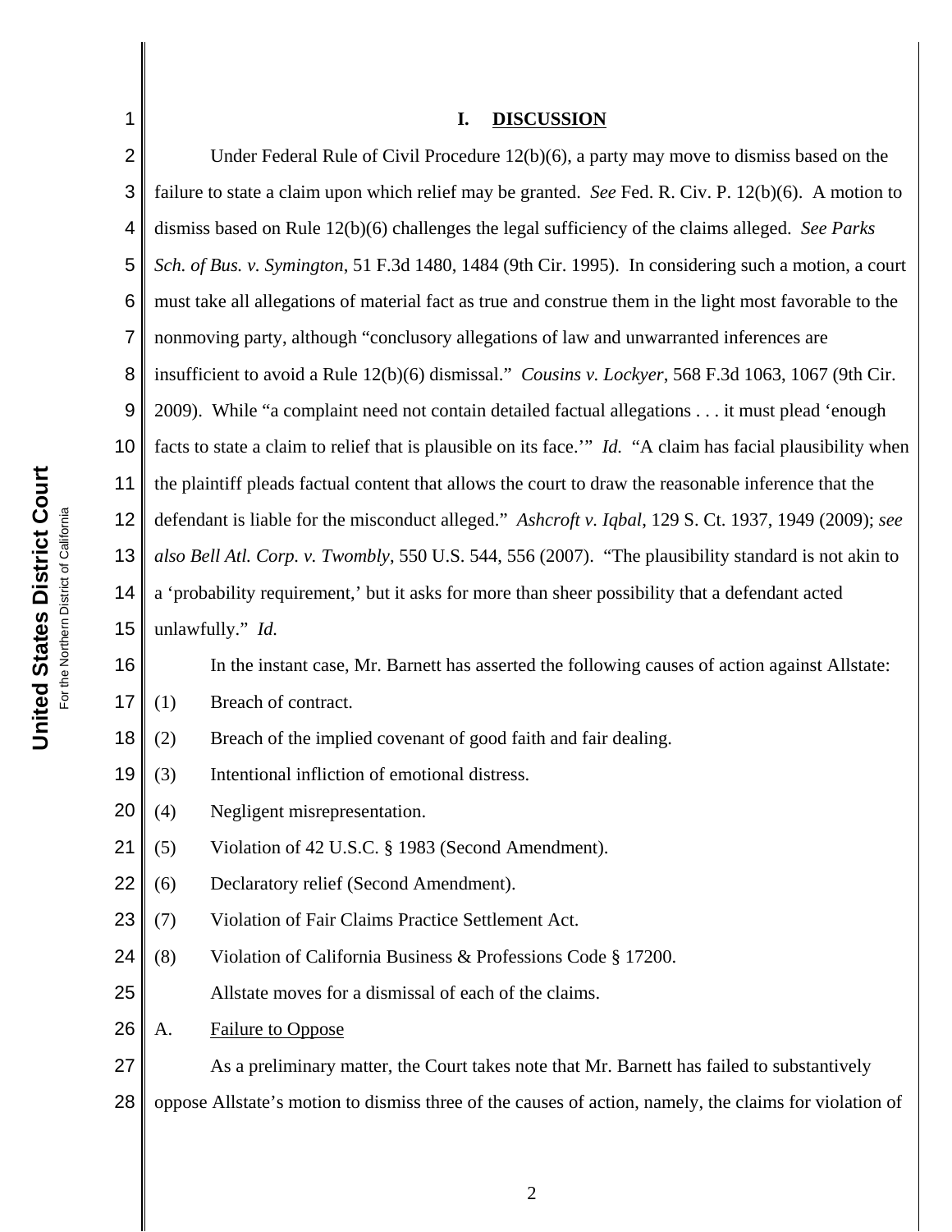## I. DISCUSSION

Under Federal Rule of Civil Procedure 12(b)(6), a party may move to dismiss based on the failure to state a claim upon which relief may be granted. *See* Fed. R. Civ. P. 12(b)(6). A motion to dismiss based on Rule 12(b)(6) challenges the legal sufficiency of the claims alleged. *See Parks Sch. of Bus. v. Symington*, 51 F.3d 1480, 1484 (9th Cir. 1995). In considering such a motion, a court must take all allegations of material fact as true and construe them in the light most favorable to the nonmoving party, although "conclusory allegations of law and unwarranted inferences are insufficient to avoid a Rule 12(b)(6) dismissal." *Cousins v. Lockyer*, 568 F.3d 1063, 1067 (9th Cir. 2009). While "a complaint need not contain detailed factual allegations . . . it must plead 'enough facts to state a claim to relief that is plausible on its face.'" *Id.* "A claim has facial plausibility when the plaintiff pleads factual content that allows the court to draw the reasonable inference that the defendant is liable for the misconduct alleged." *Ashcroft v. Iqbal*, 129 S. Ct. 1937, 1949 (2009); *see also Bell Atl. Corp. v. Twombly*, 550 U.S. 544, 556 (2007). "The plausibility standard is not akin to a 'probability requirement,' but it asks for more than sheer possibility that a defendant acted unlawfully." *Id.*

In the instant case, Mr. Barnett has asserted the following causes of action against Allstate:

(1) Breach of contract.

(2) Breach of the implied covenant of good faith and fair dealing.

(3) Intentional infliction of emotional distress.

(4) Negligent misrepresentation.

(5) Violation of 42 U.S.C. § 1983 (Second Amendment).

(6) Declaratory relief (Second Amendment).

(7) Violation of Fair Claims Practice Settlement Act.

(8) Violation of California Business & Professions Code § 17200.

Allstate moves for a dismissal of each of the claims.

### A. Failure to Oppose

As a preliminary matter, the Court takes note that Mr. Barnett has failed to substantively oppose Allstate's motion to dismiss three of the causes of action, namely, the claims for violation of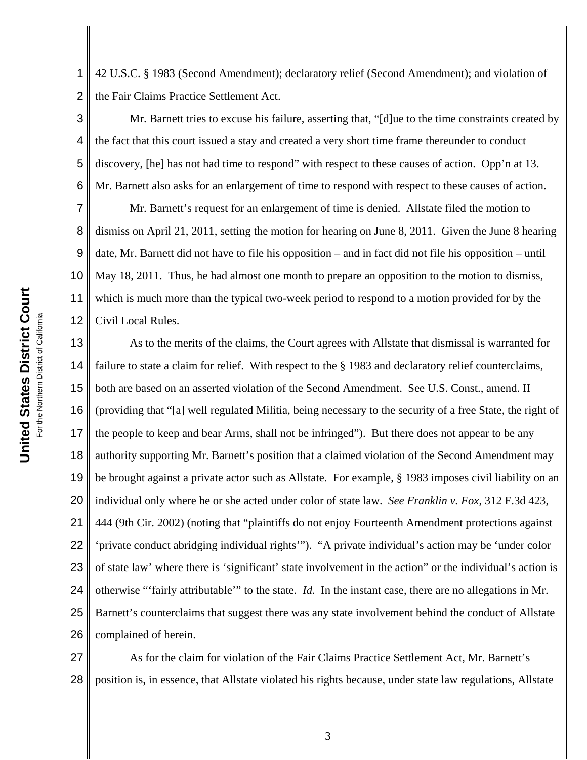42 U.S.C. § 1983 (Second Amendment); declaratory relief (Second Amendment); and violation of the Fair Claims Practice Settlement Act.

Mr. Barnett tries to excuse his failure, asserting that, "[d]ue to the time constraints created by the fact that this court issued a stay and created a very short time frame thereunder to conduct discovery, [he] has not had time to respond" with respect to these causes of action. Opp'n at 13. Mr. Barnett also asks for an enlargement of time to respond with respect to these causes of action.

Mr. Barnett's request for an enlargement of time is denied. Allstate filed the motion to dismiss on April 21, 2011, setting the motion for hearing on June 8, 2011. Given the June 8 hearing date, Mr. Barnett did not have to file his opposition – and in fact did not file his opposition – until May 18, 2011. Thus, he had almost one month to prepare an opposition to the motion to dismiss, which is much more than the typical two-week period to respond to a motion provided for by the Civil Local Rules.

As to the merits of the claims, the Court agrees with Allstate that dismissal is warranted for failure to state a claim for relief. With respect to the § 1983 and declaratory relief counterclaims, both are based on an asserted violation of the Second Amendment. See U.S. Const., amend. II (providing that "[a] well regulated Militia, being necessary to the security of a free State, the right of the people to keep and bear Arms, shall not be infringed"). But there does not appear to be any authority supporting Mr. Barnett's position that a claimed violation of the Second Amendment may be brought against a private actor such as Allstate. For example, § 1983 imposes civil liability on an individual only where he or she acted under color of state law. *See Franklin v. Fox*, 312 F.3d 423, 444 (9th Cir. 2002) (noting that "plaintiffs do not enjoy Fourteenth Amendment protections against 'private conduct abridging individual rights'"). "A private individual's action may be 'under color of state law' where there is 'significant' state involvement in the action" or the individual's action is otherwise "'fairly attributable'" to the state. *Id.* In the instant case, there are no allegations in Mr. Barnett's counterclaims that suggest there was any state involvement behind the conduct of Allstate complained of herein.

As for the claim for violation of the Fair Claims Practice Settlement Act, Mr. Barnett's position is, in essence, that Allstate violated his rights because, under state law regulations, Allstate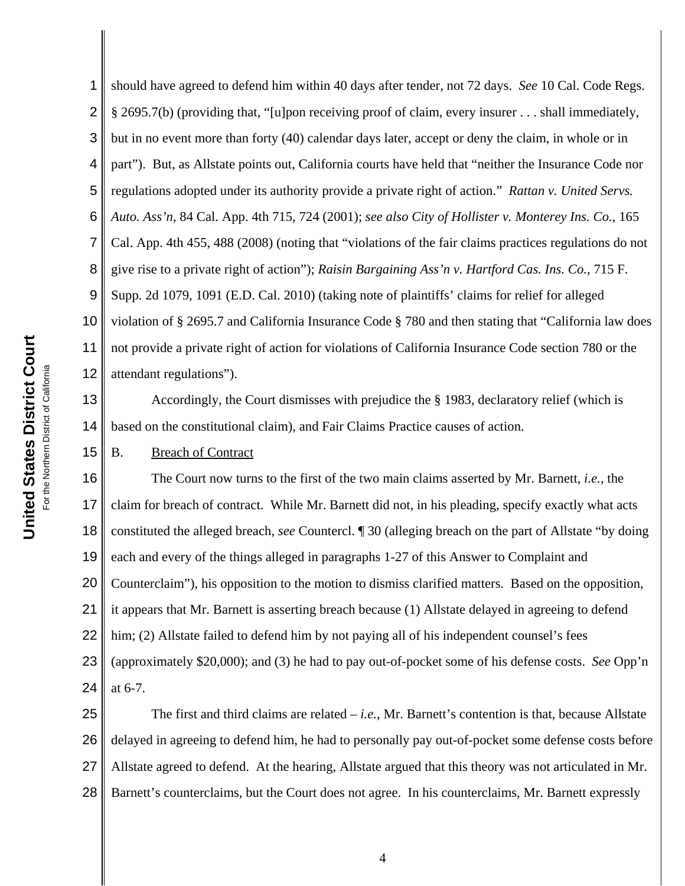should have agreed to defend him within 40 days after tender, not 72 days. *See* 10 Cal. Code Regs. § 2695.7(b) (providing that, "[u]pon receiving proof of claim, every insurer . . . shall immediately, but in no event more than forty (40) calendar days later, accept or deny the claim, in whole or in part"). But, as Allstate points out, California courts have held that "neither the Insurance Code nor regulations adopted under its authority provide a private right of action." *Rattan v. United Servs. Auto. Ass'n*, 84 Cal. App. 4th 715, 724 (2001); *see also City of Hollister v. Monterey Ins. Co.*, 165 Cal. App. 4th 455, 488 (2008) (noting that "violations of the fair claims practices regulations do not give rise to a private right of action"); *Raisin Bargaining Ass'n v. Hartford Cas. Ins. Co.*, 715 F. Supp. 2d 1079, 1091 (E.D. Cal. 2010) (taking note of plaintiffs' claims for relief for alleged violation of § 2695.7 and California Insurance Code § 780 and then stating that "California law does not provide a private right of action for violations of California Insurance Code section 780 or the attendant regulations").

Accordingly, the Court dismisses with prejudice the § 1983, declaratory relief (which is based on the constitutional claim), and Fair Claims Practice causes of action.

B. Breach of Contract

The Court now turns to the first of the two main claims asserted by Mr. Barnett, *i.e.*, the claim for breach of contract. While Mr. Barnett did not, in his pleading, specify exactly what acts constituted the alleged breach, *see* Countercl. ¶ 30 (alleging breach on the part of Allstate "by doing each and every of the things alleged in paragraphs 1-27 of this Answer to Complaint and Counterclaim"), his opposition to the motion to dismiss clarified matters. Based on the opposition, it appears that Mr. Barnett is asserting breach because (1) Allstate delayed in agreeing to defend him; (2) Allstate failed to defend him by not paying all of his independent counsel's fees (approximately $20,000); and (3) he had to pay out-of-pocket some of his defense costs. *See* Opp'n at 6-7.

The first and third claims are related – *i.e.*, Mr. Barnett's contention is that, because Allstate delayed in agreeing to defend him, he had to personally pay out-of-pocket some defense costs before Allstate agreed to defend. At the hearing, Allstate argued that this theory was not articulated in Mr. Barnett's counterclaims, but the Court does not agree. In his counterclaims, Mr. Barnett expressly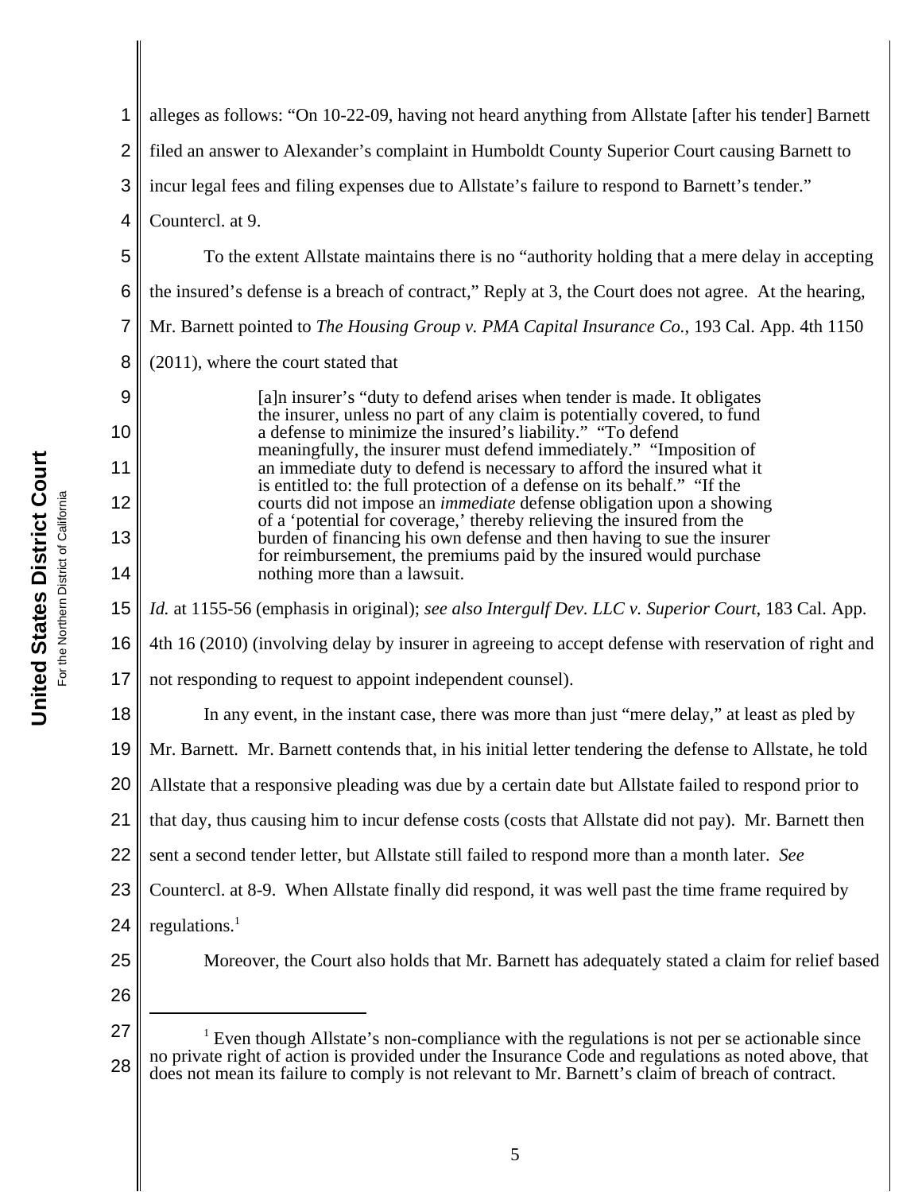alleges as follows: "On 10-22-09, having not heard anything from Allstate [after his tender] Barnett filed an answer to Alexander's complaint in Humboldt County Superior Court causing Barnett to incur legal fees and filing expenses due to Allstate's failure to respond to Barnett's tender." Countercl. at 9.

To the extent Allstate maintains there is no "authority holding that a mere delay in accepting the insured's defense is a breach of contract," Reply at 3, the Court does not agree. At the hearing, Mr. Barnett pointed to *The Housing Group v. PMA Capital Insurance Co.*, 193 Cal. App. 4th 1150 (2011), where the court stated that

> [a]n insurer's "duty to defend arises when tender is made. It obligates the insurer, unless no part of any claim is potentially covered, to fund a defense to minimize the insured's liability." "To defend meaningfully, the insurer must defend immediately." "Imposition of an immediate duty to defend is necessary to afford the insured what it is entitled to: the full protection of a defense on its behalf." "If the courts did not impose an *immediate* defense obligation upon a showing of a 'potential for coverage,' thereby relieving the insured from the burden of financing his own defense and then having to sue the insurer for reimbursement, the premiums paid by the insured would purchase nothing more than a lawsuit.

*Id.* at 1155-56 (emphasis in original); *see also Intergulf Dev. LLC v. Superior Court*, 183 Cal. App. 4th 16 (2010) (involving delay by insurer in agreeing to accept defense with reservation of right and not responding to request to appoint independent counsel).

In any event, in the instant case, there was more than just "mere delay," at least as pled by Mr. Barnett. Mr. Barnett contends that, in his initial letter tendering the defense to Allstate, he told Allstate that a responsive pleading was due by a certain date but Allstate failed to respond prior to that day, thus causing him to incur defense costs (costs that Allstate did not pay). Mr. Barnett then sent a second tender letter, but Allstate still failed to respond more than a month later. *See* Countercl. at 8-9. When Allstate finally did respond, it was well past the time frame required by regulations.[1]

Moreover, the Court also holds that Mr. Barnett has adequately stated a claim for relief based

---

[1] Even though Allstate's non-compliance with the regulations is not per se actionable since no private right of action is provided under the Insurance Code and regulations as noted above, that does not mean its failure to comply is not relevant to Mr. Barnett's claim of breach of contract.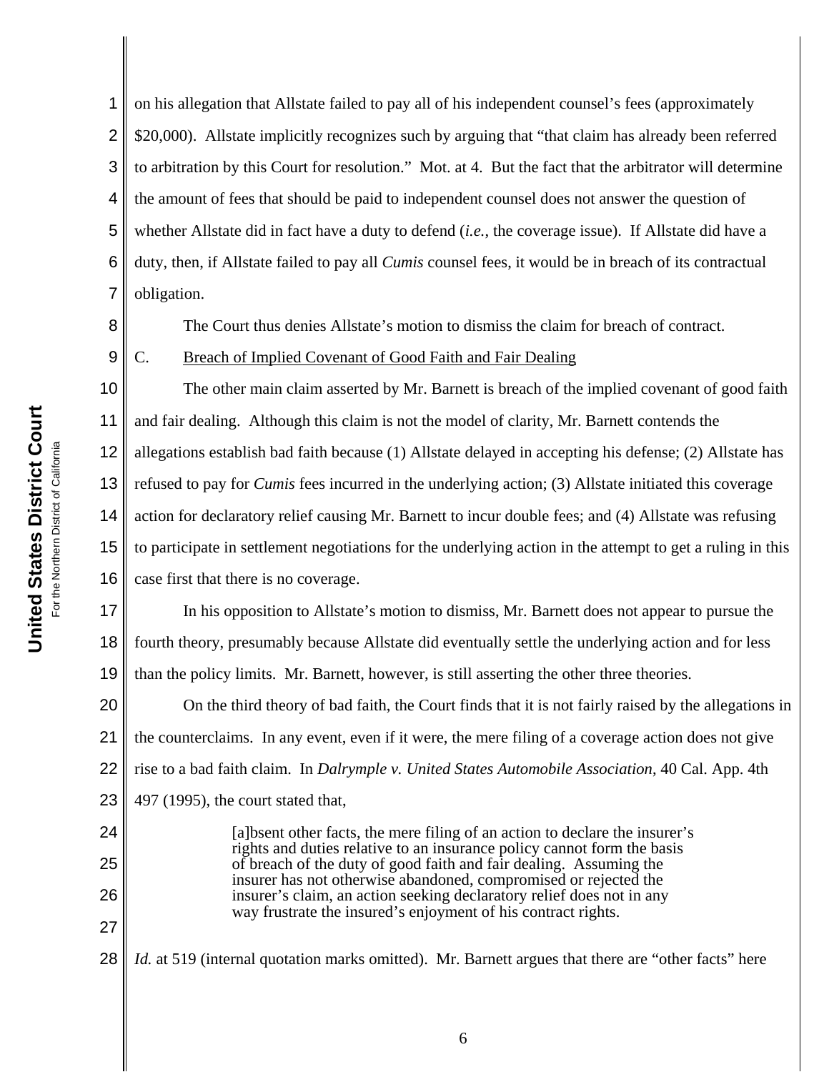on his allegation that Allstate failed to pay all of his independent counsel's fees (approximately $20,000). Allstate implicitly recognizes such by arguing that "that claim has already been referred to arbitration by this Court for resolution." Mot. at 4. But the fact that the arbitrator will determine the amount of fees that should be paid to independent counsel does not answer the question of whether Allstate did in fact have a duty to defend (*i.e.*, the coverage issue). If Allstate did have a duty, then, if Allstate failed to pay all *Cumis* counsel fees, it would be in breach of its contractual obligation.

The Court thus denies Allstate's motion to dismiss the claim for breach of contract.

C. Breach of Implied Covenant of Good Faith and Fair Dealing

The other main claim asserted by Mr. Barnett is breach of the implied covenant of good faith and fair dealing. Although this claim is not the model of clarity, Mr. Barnett contends the allegations establish bad faith because (1) Allstate delayed in accepting his defense; (2) Allstate has refused to pay for *Cumis* fees incurred in the underlying action; (3) Allstate initiated this coverage action for declaratory relief causing Mr. Barnett to incur double fees; and (4) Allstate was refusing to participate in settlement negotiations for the underlying action in the attempt to get a ruling in this case first that there is no coverage.

In his opposition to Allstate's motion to dismiss, Mr. Barnett does not appear to pursue the fourth theory, presumably because Allstate did eventually settle the underlying action and for less than the policy limits. Mr. Barnett, however, is still asserting the other three theories.

On the third theory of bad faith, the Court finds that it is not fairly raised by the allegations in the counterclaims. In any event, even if it were, the mere filing of a coverage action does not give rise to a bad faith claim. In *Dalrymple v. United States Automobile Association*, 40 Cal. App. 4th 497 (1995), the court stated that,

> [a]bsent other facts, the mere filing of an action to declare the insurer's rights and duties relative to an insurance policy cannot form the basis of breach of the duty of good faith and fair dealing. Assuming the insurer has not otherwise abandoned, compromised or rejected the insurer's claim, an action seeking declaratory relief does not in any way frustrate the insured's enjoyment of his contract rights.

*Id.* at 519 (internal quotation marks omitted). Mr. Barnett argues that there are "other facts" here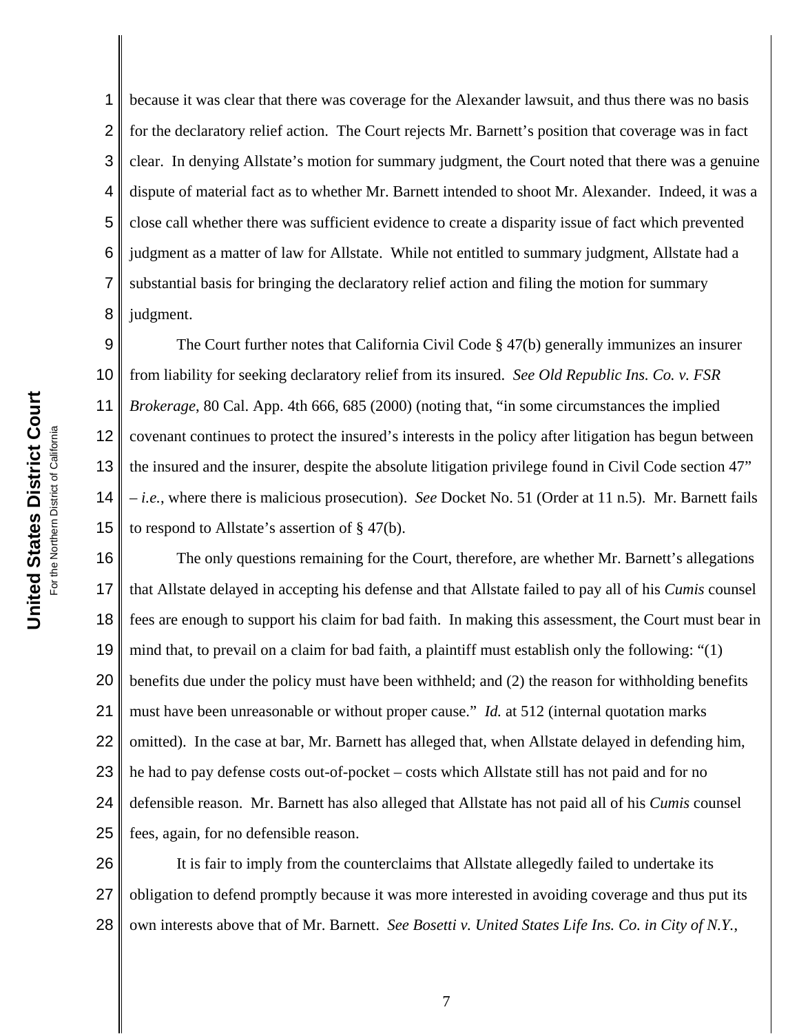because it was clear that there was coverage for the Alexander lawsuit, and thus there was no basis for the declaratory relief action. The Court rejects Mr. Barnett's position that coverage was in fact clear. In denying Allstate's motion for summary judgment, the Court noted that there was a genuine dispute of material fact as to whether Mr. Barnett intended to shoot Mr. Alexander. Indeed, it was a close call whether there was sufficient evidence to create a disparity issue of fact which prevented judgment as a matter of law for Allstate. While not entitled to summary judgment, Allstate had a substantial basis for bringing the declaratory relief action and filing the motion for summary judgment.

The Court further notes that California Civil Code § 47(b) generally immunizes an insurer from liability for seeking declaratory relief from its insured. *See Old Republic Ins. Co. v. FSR Brokerage*, 80 Cal. App. 4th 666, 685 (2000) (noting that, "in some circumstances the implied covenant continues to protect the insured's interests in the policy after litigation has begun between the insured and the insurer, despite the absolute litigation privilege found in Civil Code section 47" – *i.e.*, where there is malicious prosecution). *See* Docket No. 51 (Order at 11 n.5). Mr. Barnett fails to respond to Allstate's assertion of § 47(b).

The only questions remaining for the Court, therefore, are whether Mr. Barnett's allegations that Allstate delayed in accepting his defense and that Allstate failed to pay all of his *Cumis* counsel fees are enough to support his claim for bad faith. In making this assessment, the Court must bear in mind that, to prevail on a claim for bad faith, a plaintiff must establish only the following: "(1) benefits due under the policy must have been withheld; and (2) the reason for withholding benefits must have been unreasonable or without proper cause." *Id.* at 512 (internal quotation marks omitted). In the case at bar, Mr. Barnett has alleged that, when Allstate delayed in defending him, he had to pay defense costs out-of-pocket – costs which Allstate still has not paid and for no defensible reason. Mr. Barnett has also alleged that Allstate has not paid all of his *Cumis* counsel fees, again, for no defensible reason.

It is fair to imply from the counterclaims that Allstate allegedly failed to undertake its obligation to defend promptly because it was more interested in avoiding coverage and thus put its own interests above that of Mr. Barnett. *See Bosetti v. United States Life Ins. Co. in City of N.Y.*,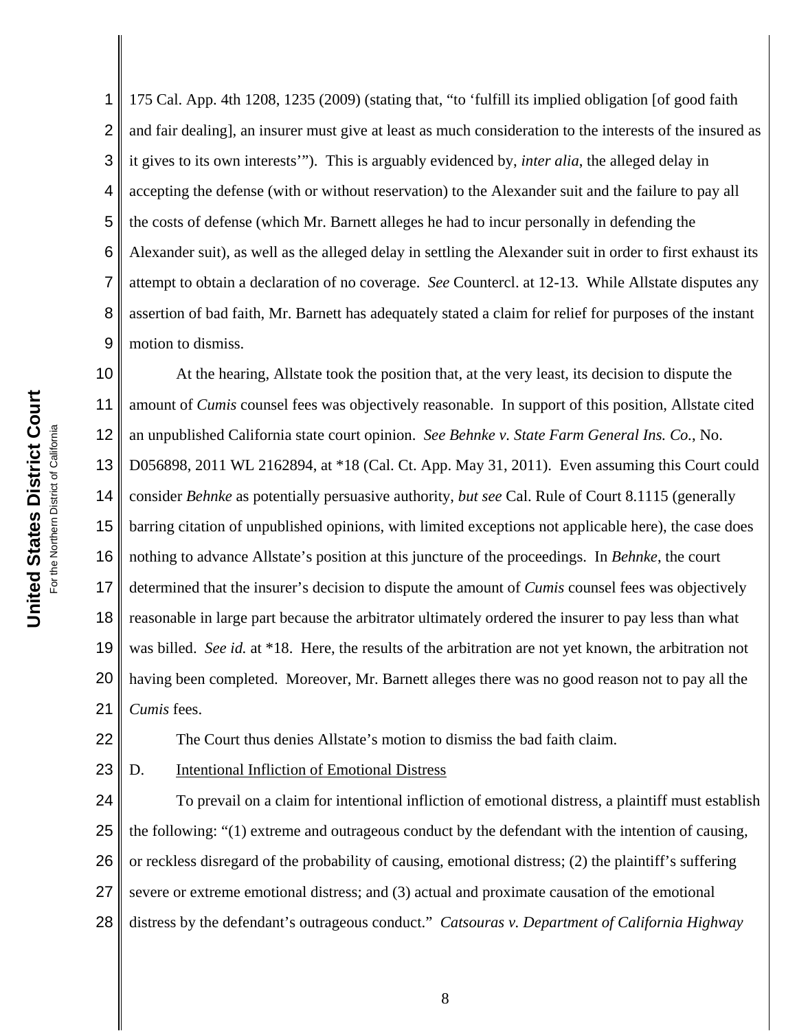175 Cal. App. 4th 1208, 1235 (2009) (stating that, "to 'fulfill its implied obligation [of good faith and fair dealing], an insurer must give at least as much consideration to the interests of the insured as it gives to its own interests'"). This is arguably evidenced by, *inter alia*, the alleged delay in accepting the defense (with or without reservation) to the Alexander suit and the failure to pay all the costs of defense (which Mr. Barnett alleges he had to incur personally in defending the Alexander suit), as well as the alleged delay in settling the Alexander suit in order to first exhaust its attempt to obtain a declaration of no coverage. *See* Countercl. at 12-13. While Allstate disputes any assertion of bad faith, Mr. Barnett has adequately stated a claim for relief for purposes of the instant motion to dismiss.

At the hearing, Allstate took the position that, at the very least, its decision to dispute the amount of *Cumis* counsel fees was objectively reasonable. In support of this position, Allstate cited an unpublished California state court opinion. *See Behnke v. State Farm General Ins. Co.*, No. D056898, 2011 WL 2162894, at *18 (Cal. Ct. App. May 31, 2011). Even assuming this Court could consider *Behnke* as potentially persuasive authority, *but see* Cal. Rule of Court 8.1115 (generally barring citation of unpublished opinions, with limited exceptions not applicable here), the case does nothing to advance Allstate's position at this juncture of the proceedings. In *Behnke*, the court determined that the insurer's decision to dispute the amount of *Cumis* counsel fees was objectively reasonable in large part because the arbitrator ultimately ordered the insurer to pay less than what was billed. *See id.* at *18. Here, the results of the arbitration are not yet known, the arbitration not having been completed. Moreover, Mr. Barnett alleges there was no good reason not to pay all the *Cumis* fees.

The Court thus denies Allstate's motion to dismiss the bad faith claim.

D. Intentional Infliction of Emotional Distress

To prevail on a claim for intentional infliction of emotional distress, a plaintiff must establish the following: "(1) extreme and outrageous conduct by the defendant with the intention of causing, or reckless disregard of the probability of causing, emotional distress; (2) the plaintiff's suffering severe or extreme emotional distress; and (3) actual and proximate causation of the emotional distress by the defendant's outrageous conduct." *Catsouras v. Department of California Highway*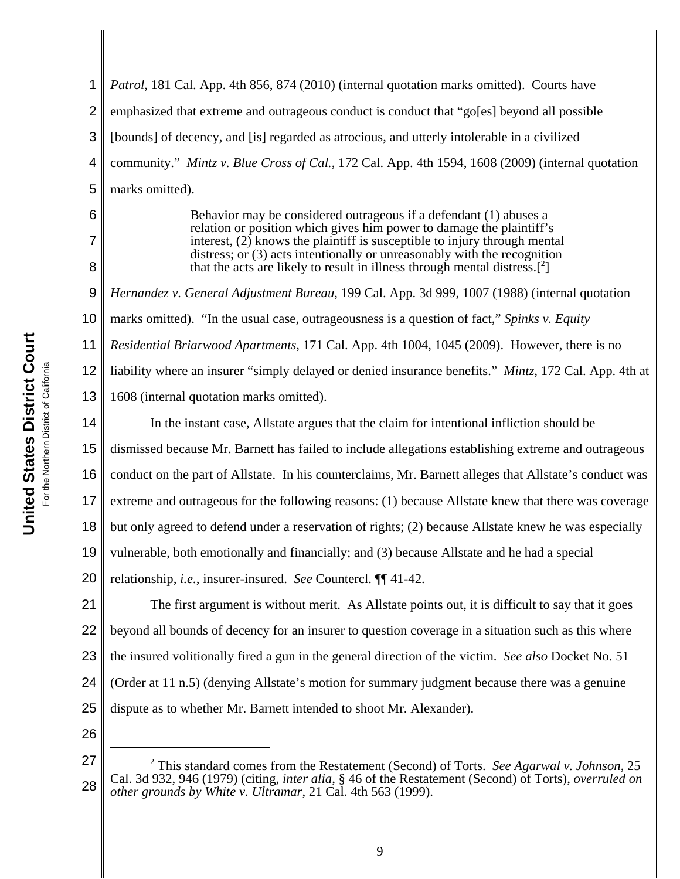*Patrol*, 181 Cal. App. 4th 856, 874 (2010) (internal quotation marks omitted). Courts have emphasized that extreme and outrageous conduct is conduct that "go[es] beyond all possible [bounds] of decency, and [is] regarded as atrocious, and utterly intolerable in a civilized community." *Mintz v. Blue Cross of Cal.*, 172 Cal. App. 4th 1594, 1608 (2009) (internal quotation marks omitted).

> Behavior may be considered outrageous if a defendant (1) abuses a relation or position which gives him power to damage the plaintiff's interest, (2) knows the plaintiff is susceptible to injury through mental distress; or (3) acts intentionally or unreasonably with the recognition that the acts are likely to result in illness through mental distress.[2]

*Hernandez v. General Adjustment Bureau*, 199 Cal. App. 3d 999, 1007 (1988) (internal quotation marks omitted). "In the usual case, outrageousness is a question of fact," *Spinks v. Equity Residential Briarwood Apartments*, 171 Cal. App. 4th 1004, 1045 (2009). However, there is no liability where an insurer "simply delayed or denied insurance benefits." *Mintz*, 172 Cal. App. 4th at 1608 (internal quotation marks omitted).

In the instant case, Allstate argues that the claim for intentional infliction should be dismissed because Mr. Barnett has failed to include allegations establishing extreme and outrageous conduct on the part of Allstate. In his counterclaims, Mr. Barnett alleges that Allstate's conduct was extreme and outrageous for the following reasons: (1) because Allstate knew that there was coverage but only agreed to defend under a reservation of rights; (2) because Allstate knew he was especially vulnerable, both emotionally and financially; and (3) because Allstate and he had a special relationship, *i.e.*, insurer-insured. *See* Countercl. ¶¶ 41-42.

The first argument is without merit. As Allstate points out, it is difficult to say that it goes beyond all bounds of decency for an insurer to question coverage in a situation such as this where the insured volitionally fired a gun in the general direction of the victim. *See also* Docket No. 51 (Order at 11 n.5) (denying Allstate's motion for summary judgment because there was a genuine dispute as to whether Mr. Barnett intended to shoot Mr. Alexander).

---

[2] This standard comes from the Restatement (Second) of Torts. *See Agarwal v. Johnson*, 25 Cal. 3d 932, 946 (1979) (citing, *inter alia*, § 46 of the Restatement (Second) of Torts), *overruled on other grounds by White v. Ultramar*, 21 Cal. 4th 563 (1999).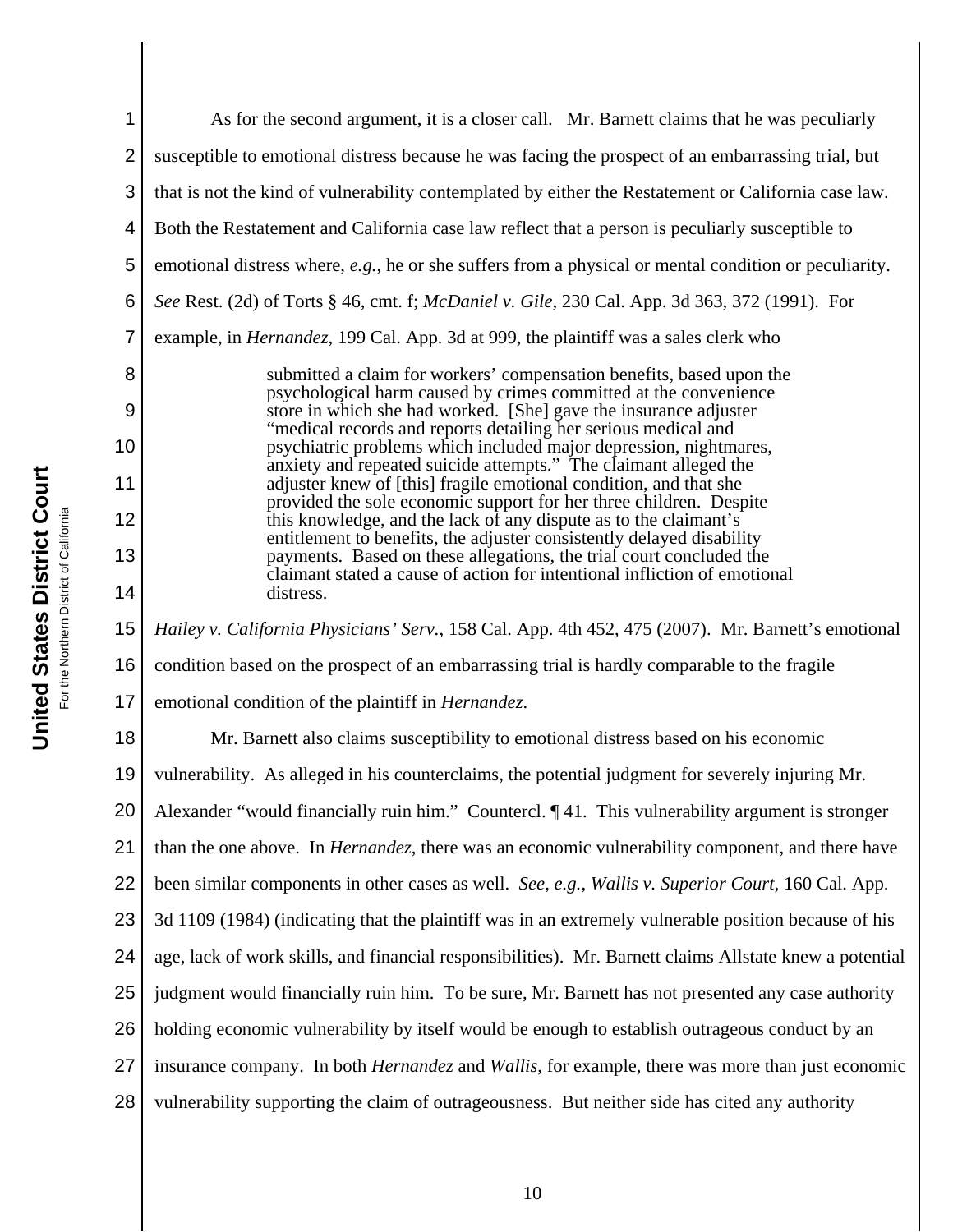As for the second argument, it is a closer call. Mr. Barnett claims that he was peculiarly susceptible to emotional distress because he was facing the prospect of an embarrassing trial, but that is not the kind of vulnerability contemplated by either the Restatement or California case law. Both the Restatement and California case law reflect that a person is peculiarly susceptible to emotional distress where, *e.g.*, he or she suffers from a physical or mental condition or peculiarity. *See* Rest. (2d) of Torts § 46, cmt. f; *McDaniel v. Gile*, 230 Cal. App. 3d 363, 372 (1991). For example, in *Hernandez*, 199 Cal. App. 3d at 999, the plaintiff was a sales clerk who

> submitted a claim for workers' compensation benefits, based upon the psychological harm caused by crimes committed at the convenience store in which she had worked. [She] gave the insurance adjuster "medical records and reports detailing her serious medical and psychiatric problems which included major depression, nightmares, anxiety and repeated suicide attempts." The claimant alleged the adjuster knew of [this] fragile emotional condition, and that she provided the sole economic support for her three children. Despite this knowledge, and the lack of any dispute as to the claimant's entitlement to benefits, the adjuster consistently delayed disability payments. Based on these allegations, the trial court concluded the claimant stated a cause of action for intentional infliction of emotional distress.

*Hailey v. California Physicians' Serv.*, 158 Cal. App. 4th 452, 475 (2007). Mr. Barnett's emotional condition based on the prospect of an embarrassing trial is hardly comparable to the fragile emotional condition of the plaintiff in *Hernandez.*

Mr. Barnett also claims susceptibility to emotional distress based on his economic vulnerability. As alleged in his counterclaims, the potential judgment for severely injuring Mr. Alexander "would financially ruin him." Countercl. ¶ 41. This vulnerability argument is stronger than the one above. In *Hernandez*, there was an economic vulnerability component, and there have been similar components in other cases as well. *See, e.g.*, *Wallis v. Superior Court*, 160 Cal. App. 3d 1109 (1984) (indicating that the plaintiff was in an extremely vulnerable position because of his age, lack of work skills, and financial responsibilities). Mr. Barnett claims Allstate knew a potential judgment would financially ruin him. To be sure, Mr. Barnett has not presented any case authority holding economic vulnerability by itself would be enough to establish outrageous conduct by an insurance company. In both *Hernandez* and *Wallis*, for example, there was more than just economic vulnerability supporting the claim of outrageousness. But neither side has cited any authority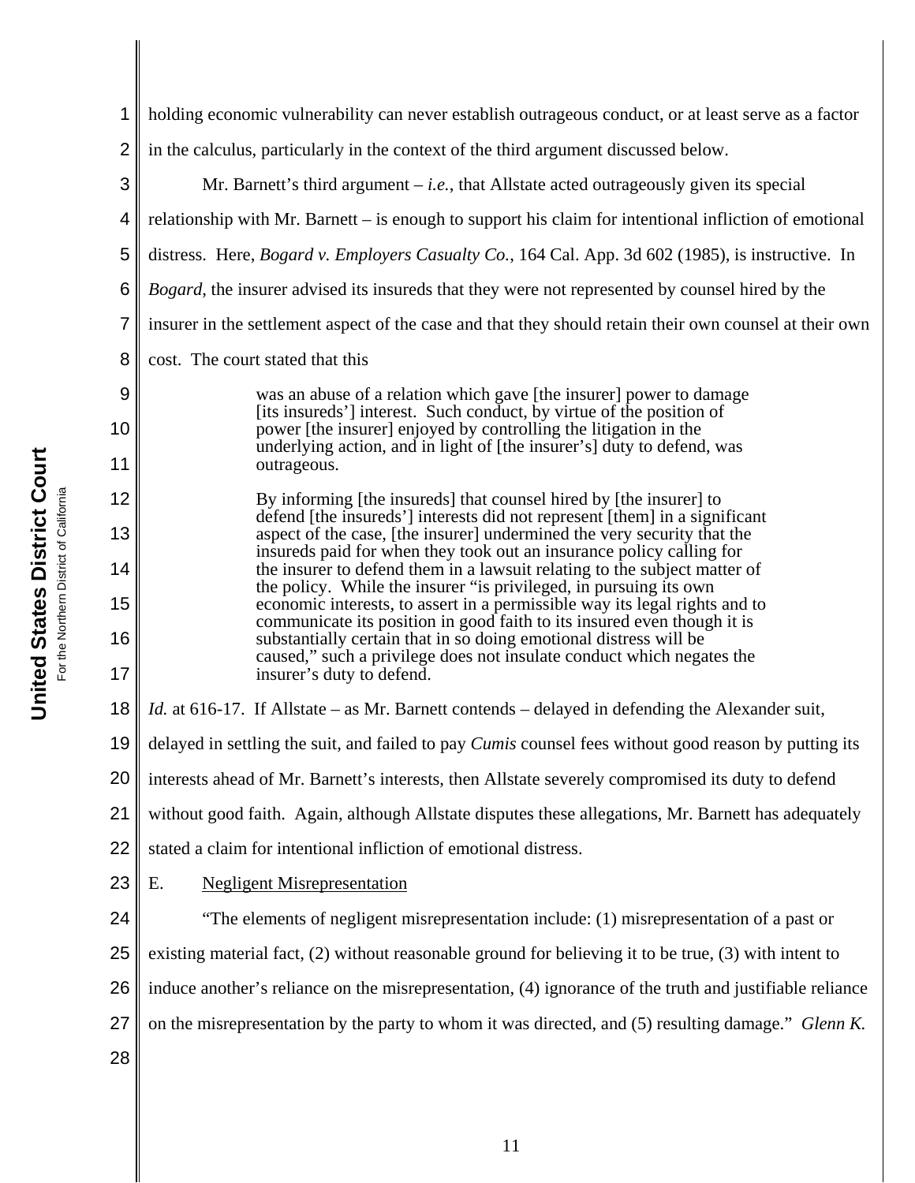holding economic vulnerability can never establish outrageous conduct, or at least serve as a factor in the calculus, particularly in the context of the third argument discussed below.

Mr. Barnett's third argument – *i.e.*, that Allstate acted outrageously given its special relationship with Mr. Barnett – is enough to support his claim for intentional infliction of emotional distress. Here, *Bogard v. Employers Casualty Co.*, 164 Cal. App. 3d 602 (1985), is instructive. In *Bogard*, the insurer advised its insureds that they were not represented by counsel hired by the insurer in the settlement aspect of the case and that they should retain their own counsel at their own cost. The court stated that this

> was an abuse of a relation which gave [the insurer] power to damage [its insureds'] interest. Such conduct, by virtue of the position of power [the insurer] enjoyed by controlling the litigation in the underlying action, and in light of [the insurer's] duty to defend, was outrageous.
>
> By informing [the insureds] that counsel hired by [the insurer] to defend [the insureds'] interests did not represent [them] in a significant aspect of the case, [the insurer] undermined the very security that the insureds paid for when they took out an insurance policy calling for the insurer to defend them in a lawsuit relating to the subject matter of the policy. While the insurer "is privileged, in pursuing its own economic interests, to assert in a permissible way its legal rights and to communicate its position in good faith to its insured even though it is substantially certain that in so doing emotional distress will be caused," such a privilege does not insulate conduct which negates the insurer's duty to defend.

*Id.* at 616-17. If Allstate – as Mr. Barnett contends – delayed in defending the Alexander suit, delayed in settling the suit, and failed to pay *Cumis* counsel fees without good reason by putting its interests ahead of Mr. Barnett's interests, then Allstate severely compromised its duty to defend without good faith. Again, although Allstate disputes these allegations, Mr. Barnett has adequately stated a claim for intentional infliction of emotional distress.

E. Negligent Misrepresentation

"The elements of negligent misrepresentation include: (1) misrepresentation of a past or existing material fact, (2) without reasonable ground for believing it to be true, (3) with intent to induce another's reliance on the misrepresentation, (4) ignorance of the truth and justifiable reliance on the misrepresentation by the party to whom it was directed, and (5) resulting damage." *Glenn K.*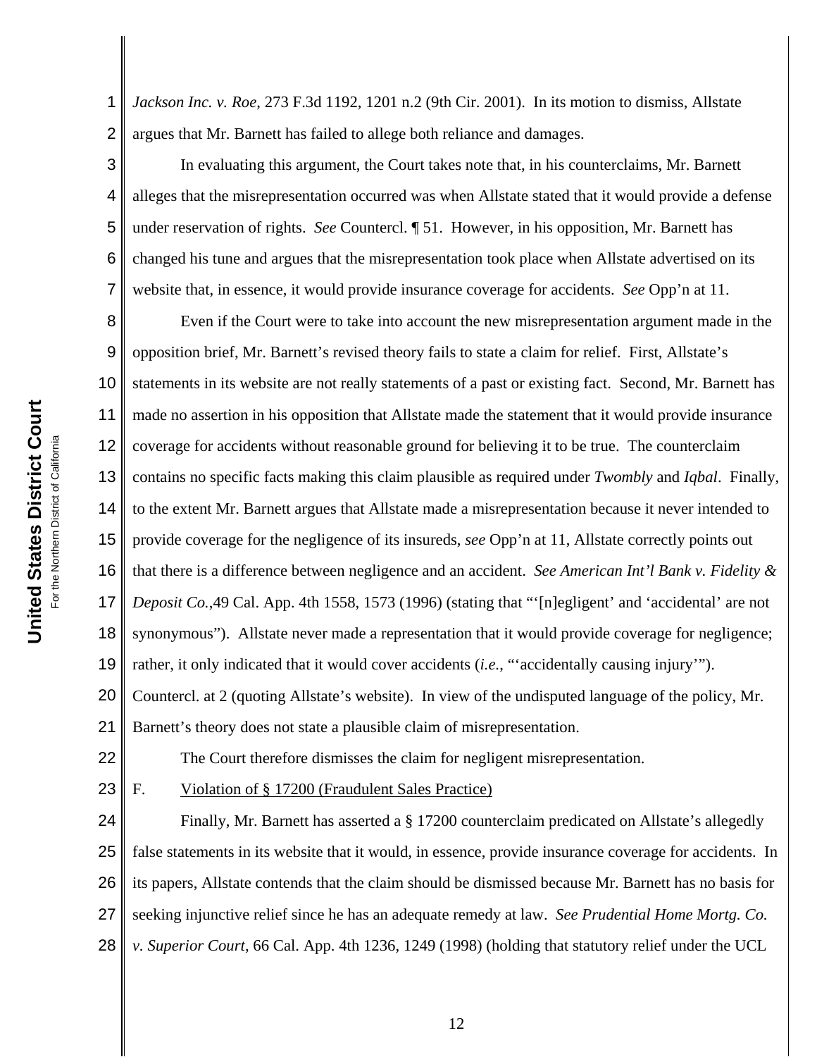*Jackson Inc. v. Roe*, 273 F.3d 1192, 1201 n.2 (9th Cir. 2001). In its motion to dismiss, Allstate argues that Mr. Barnett has failed to allege both reliance and damages.

In evaluating this argument, the Court takes note that, in his counterclaims, Mr. Barnett alleges that the misrepresentation occurred was when Allstate stated that it would provide a defense under reservation of rights. *See* Countercl. ¶ 51. However, in his opposition, Mr. Barnett has changed his tune and argues that the misrepresentation took place when Allstate advertised on its website that, in essence, it would provide insurance coverage for accidents. *See* Opp'n at 11.

Even if the Court were to take into account the new misrepresentation argument made in the opposition brief, Mr. Barnett's revised theory fails to state a claim for relief. First, Allstate's statements in its website are not really statements of a past or existing fact. Second, Mr. Barnett has made no assertion in his opposition that Allstate made the statement that it would provide insurance coverage for accidents without reasonable ground for believing it to be true. The counterclaim contains no specific facts making this claim plausible as required under *Twombly* and *Iqbal*. Finally, to the extent Mr. Barnett argues that Allstate made a misrepresentation because it never intended to provide coverage for the negligence of its insureds, *see* Opp'n at 11, Allstate correctly points out that there is a difference between negligence and an accident. *See American Int'l Bank v. Fidelity & Deposit Co.*,49 Cal. App. 4th 1558, 1573 (1996) (stating that "'[n]egligent' and 'accidental' are not synonymous"). Allstate never made a representation that it would provide coverage for negligence; rather, it only indicated that it would cover accidents (*i.e.*, "'accidentally causing injury'"). Countercl. at 2 (quoting Allstate's website). In view of the undisputed language of the policy, Mr. Barnett's theory does not state a plausible claim of misrepresentation.

The Court therefore dismisses the claim for negligent misrepresentation.

F. Violation of § 17200 (Fraudulent Sales Practice)

Finally, Mr. Barnett has asserted a § 17200 counterclaim predicated on Allstate's allegedly false statements in its website that it would, in essence, provide insurance coverage for accidents. In its papers, Allstate contends that the claim should be dismissed because Mr. Barnett has no basis for seeking injunctive relief since he has an adequate remedy at law. *See Prudential Home Mortg. Co. v. Superior Court*, 66 Cal. App. 4th 1236, 1249 (1998) (holding that statutory relief under the UCL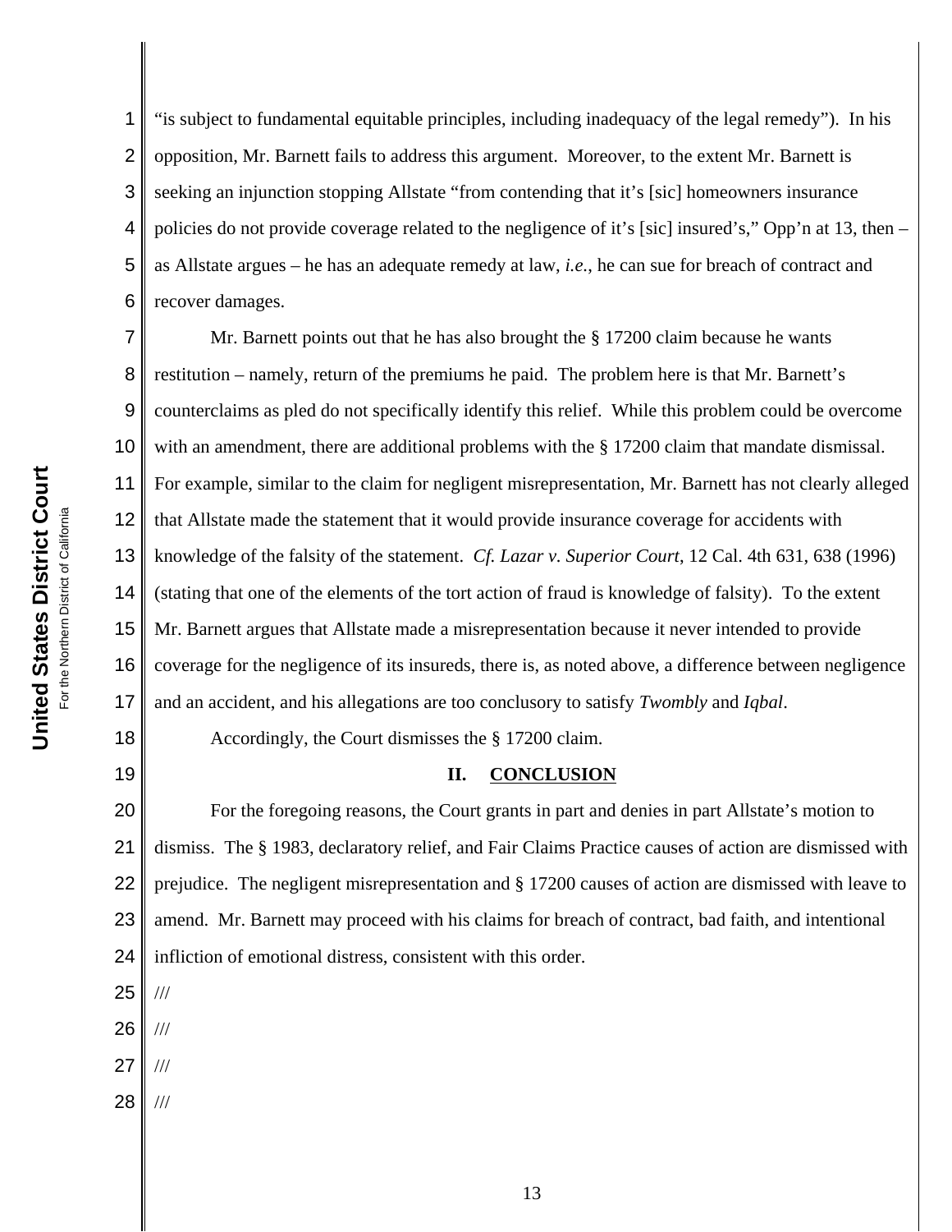"is subject to fundamental equitable principles, including inadequacy of the legal remedy"). In his opposition, Mr. Barnett fails to address this argument. Moreover, to the extent Mr. Barnett is seeking an injunction stopping Allstate "from contending that it's [sic] homeowners insurance policies do not provide coverage related to the negligence of it's [sic] insured's," Opp'n at 13, then – as Allstate argues – he has an adequate remedy at law, *i.e.*, he can sue for breach of contract and recover damages.

Mr. Barnett points out that he has also brought the § 17200 claim because he wants restitution – namely, return of the premiums he paid. The problem here is that Mr. Barnett's counterclaims as pled do not specifically identify this relief. While this problem could be overcome with an amendment, there are additional problems with the § 17200 claim that mandate dismissal. For example, similar to the claim for negligent misrepresentation, Mr. Barnett has not clearly alleged that Allstate made the statement that it would provide insurance coverage for accidents with knowledge of the falsity of the statement. *Cf. Lazar v. Superior Court*, 12 Cal. 4th 631, 638 (1996) (stating that one of the elements of the tort action of fraud is knowledge of falsity). To the extent Mr. Barnett argues that Allstate made a misrepresentation because it never intended to provide coverage for the negligence of its insureds, there is, as noted above, a difference between negligence and an accident, and his allegations are too conclusory to satisfy *Twombly* and *Iqbal*.

Accordingly, the Court dismisses the § 17200 claim.

## II. CONCLUSION

For the foregoing reasons, the Court grants in part and denies in part Allstate's motion to dismiss. The § 1983, declaratory relief, and Fair Claims Practice causes of action are dismissed with prejudice. The negligent misrepresentation and § 17200 causes of action are dismissed with leave to amend. Mr. Barnett may proceed with his claims for breach of contract, bad faith, and intentional infliction of emotional distress, consistent with this order.

///

///

///

///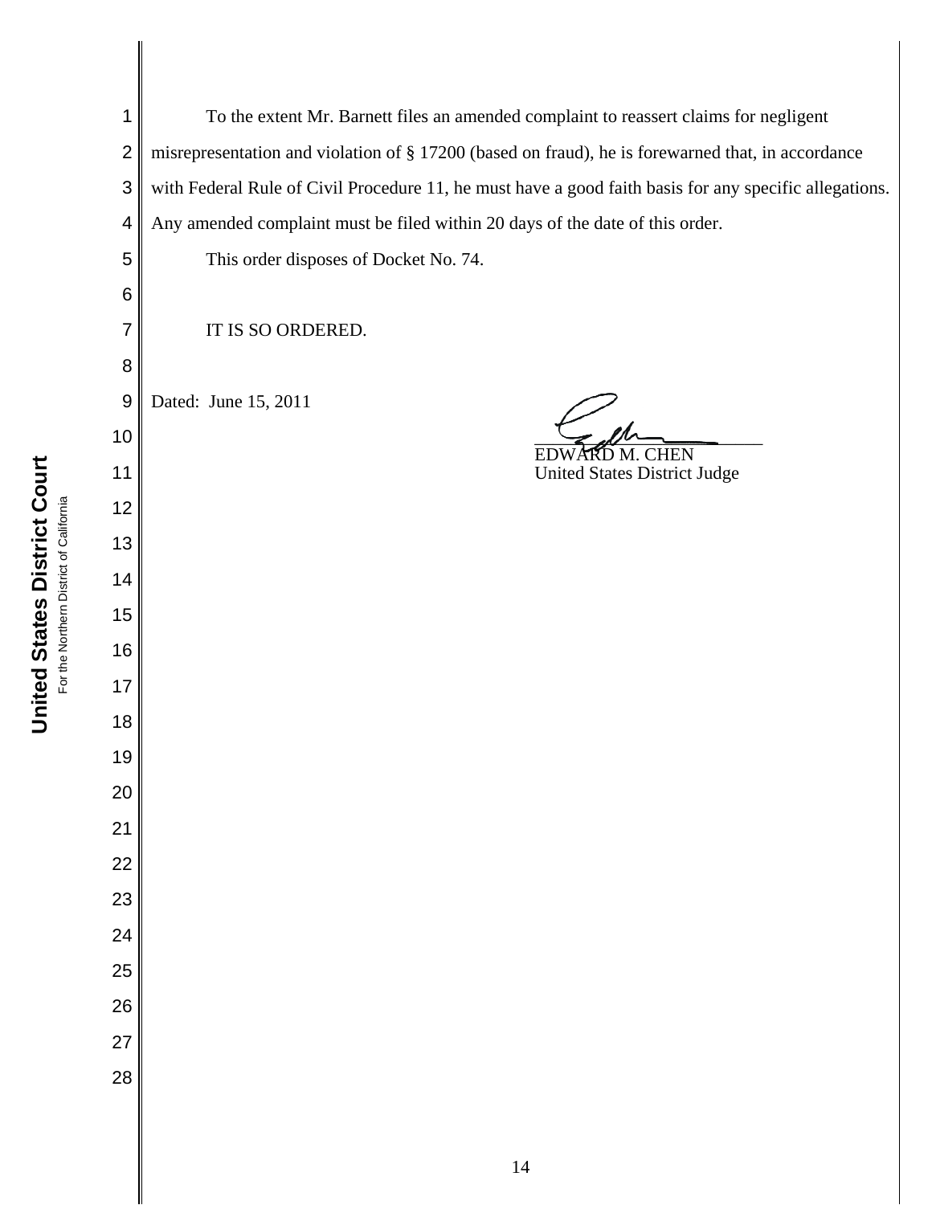To the extent Mr. Barnett files an amended complaint to reassert claims for negligent misrepresentation and violation of § 17200 (based on fraud), he is forewarned that, in accordance with Federal Rule of Civil Procedure 11, he must have a good faith basis for any specific allegations. Any amended complaint must be filed within 20 days of the date of this order.

This order disposes of Docket No. 74.

IT IS SO ORDERED.

Dated: June 15, 2011

EDWARD M. CHEN
United States District Judge